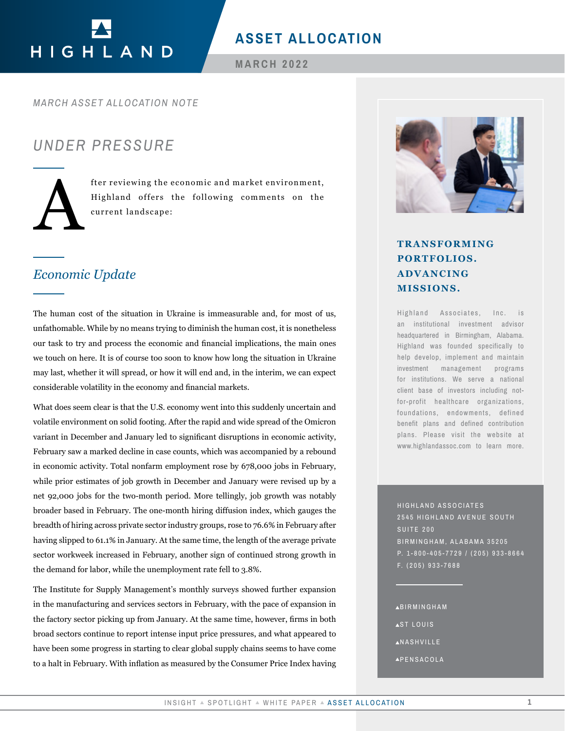# ASSET ALLOCATION

MARCH 2022

*MARCH ASSET ALLOCATION NOTE*

## *UNDER PRESSURE*

After reviewing the economic and market environment, Highland offers the following comments on the current landscape:

### *Economic Update*

The human cost of the situation in Ukraine is immeasurable and, for most of us, unfathomable. While by no means trying to diminish the human cost, it is nonetheless our task to try and process the economic and financial implications, the main ones we touch on here. It is of course too soon to know how long the situation in Ukraine may last, whether it will spread, or how it will end and, in the interim, we can expect considerable volatility in the economy and financial markets.

What does seem clear is that the U.S. economy went into this suddenly uncertain and volatile environment on solid footing. After the rapid and wide spread of the Omicron variant in December and January led to significant disruptions in economic activity, February saw a marked decline in case counts, which was accompanied by a rebound in economic activity. Total nonfarm employment rose by 678,000 jobs in February, while prior estimates of job growth in December and January were revised up by a net 92,000 jobs for the two-month period. More tellingly, job growth was notably broader based in February. The one-month hiring diffusion index, which gauges the breadth of hiring across private sector industry groups, rose to 76.6% in February after having slipped to 61.1% in January. At the same time, the length of the average private sector workweek increased in February, another sign of continued strong growth in the demand for labor, while the unemployment rate fell to 3.8%.

The Institute for Supply Management's monthly surveys showed further expansion in the manufacturing and services sectors in February, with the pace of expansion in the factory sector picking up from January. At the same time, however, firms in both broad sectors continue to report intense input price pressures, and what appeared to have been some progress in starting to clear global supply chains seems to have come to a halt in February. With inflation as measured by the Consumer Price Index having

**TRANSFORMING PORTFOLIOS. ADVANCING MISSIONS.**

Highland Associates, Inc. is an institutional investment advisor headquartered in Birmingham, Alabama. Highland was founded specifically to help develop, implement and maintain investment management programs for institutions. We serve a national client base of investors including not-for-profit healthcare organizations, foundations, endowments, defined benefit plans and defined contribution plans. Please visit the website at www.highlandassoc.com to learn more.

HIGHLAND ASSOCIATES
2545 HIGHLAND AVENUE SOUTH
SUITE 200
BIRMINGHAM, ALABAMA 35205
P. 1-800-405-7729 / (205) 933-8664
F. (205) 933-7688

- BIRMINGHAM
- ST LOUIS
- NASHVILLE
- PENSACOLA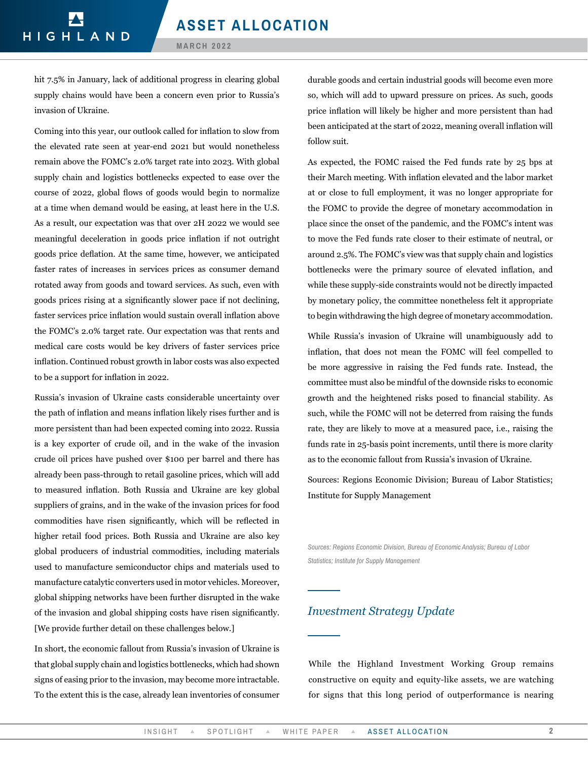hit 7.5% in January, lack of additional progress in clearing global supply chains would have been a concern even prior to Russia's invasion of Ukraine.

Coming into this year, our outlook called for inflation to slow from the elevated rate seen at year-end 2021 but would nonetheless remain above the FOMC's 2.0% target rate into 2023. With global supply chain and logistics bottlenecks expected to ease over the course of 2022, global flows of goods would begin to normalize at a time when demand would be easing, at least here in the U.S. As a result, our expectation was that over 2H 2022 we would see meaningful deceleration in goods price inflation if not outright goods price deflation. At the same time, however, we anticipated faster rates of increases in services prices as consumer demand rotated away from goods and toward services. As such, even with goods prices rising at a significantly slower pace if not declining, faster services price inflation would sustain overall inflation above the FOMC's 2.0% target rate. Our expectation was that rents and medical care costs would be key drivers of faster services price inflation. Continued robust growth in labor costs was also expected to be a support for inflation in 2022.

Russia's invasion of Ukraine casts considerable uncertainty over the path of inflation and means inflation likely rises further and is more persistent than had been expected coming into 2022. Russia is a key exporter of crude oil, and in the wake of the invasion crude oil prices have pushed over $100 per barrel and there has already been pass-through to retail gasoline prices, which will add to measured inflation. Both Russia and Ukraine are key global suppliers of grains, and in the wake of the invasion prices for food commodities have risen significantly, which will be reflected in higher retail food prices. Both Russia and Ukraine are also key global producers of industrial commodities, including materials used to manufacture semiconductor chips and materials used to manufacture catalytic converters used in motor vehicles. Moreover, global shipping networks have been further disrupted in the wake of the invasion and global shipping costs have risen significantly. [We provide further detail on these challenges below.]

In short, the economic fallout from Russia's invasion of Ukraine is that global supply chain and logistics bottlenecks, which had shown signs of easing prior to the invasion, may become more intractable. To the extent this is the case, already lean inventories of consumer durable goods and certain industrial goods will become even more so, which will add to upward pressure on prices. As such, goods price inflation will likely be higher and more persistent than had been anticipated at the start of 2022, meaning overall inflation will follow suit.

As expected, the FOMC raised the Fed funds rate by 25 bps at their March meeting. With inflation elevated and the labor market at or close to full employment, it was no longer appropriate for the FOMC to provide the degree of monetary accommodation in place since the onset of the pandemic, and the FOMC's intent was to move the Fed funds rate closer to their estimate of neutral, or around 2.5%. The FOMC's view was that supply chain and logistics bottlenecks were the primary source of elevated inflation, and while these supply-side constraints would not be directly impacted by monetary policy, the committee nonetheless felt it appropriate to begin withdrawing the high degree of monetary accommodation.

While Russia's invasion of Ukraine will unambiguously add to inflation, that does not mean the FOMC will feel compelled to be more aggressive in raising the Fed funds rate. Instead, the committee must also be mindful of the downside risks to economic growth and the heightened risks posed to financial stability. As such, while the FOMC will not be deterred from raising the funds rate, they are likely to move at a measured pace, i.e., raising the funds rate in 25-basis point increments, until there is more clarity as to the economic fallout from Russia's invasion of Ukraine.

Sources: Regions Economic Division; Bureau of Labor Statistics; Institute for Supply Management

*Sources: Regions Economic Division, Bureau of Economic Analysis; Bureau of Labor Statistics; Institute for Supply Management*

## *Investment Strategy Update*

While the Highland Investment Working Group remains constructive on equity and equity-like assets, we are watching for signs that this long period of outperformance is nearing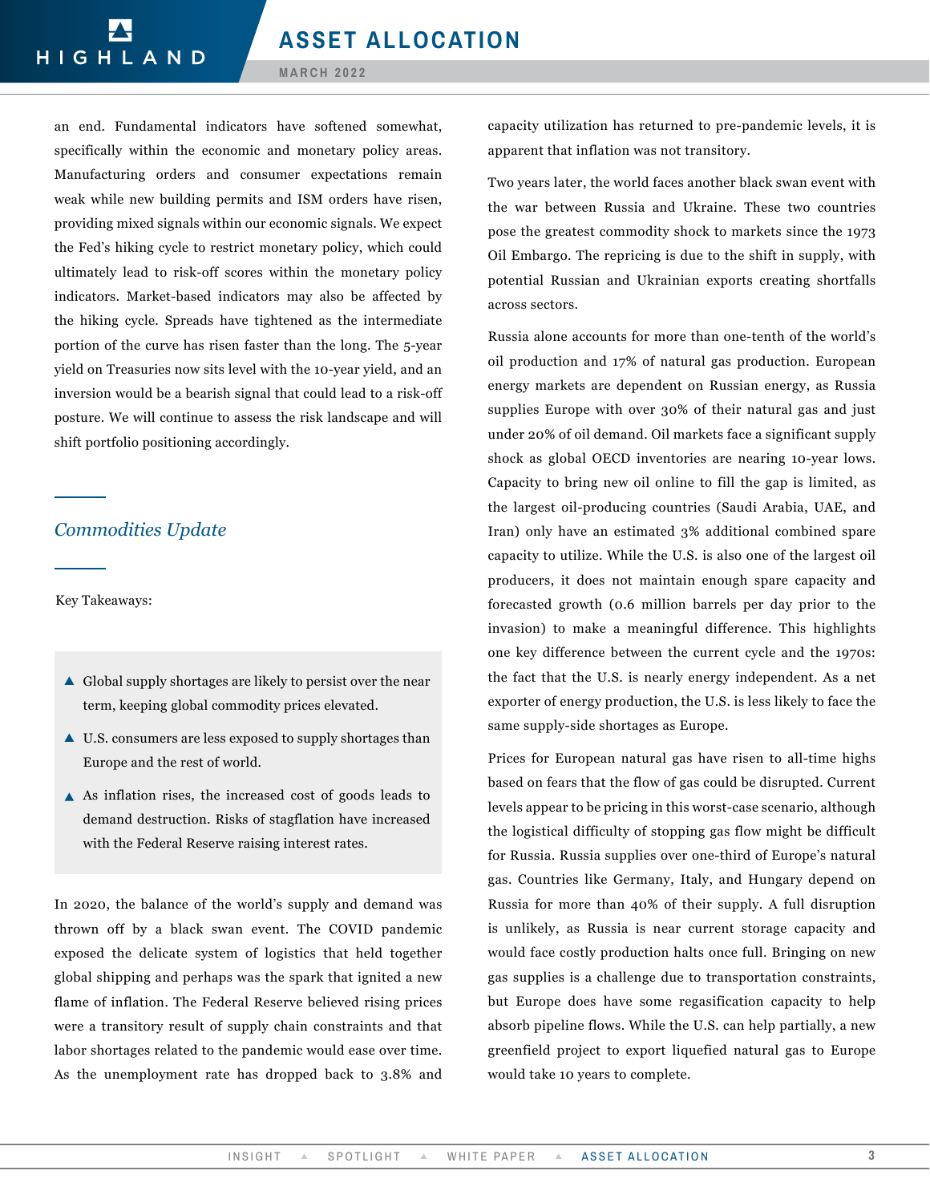an end. Fundamental indicators have softened somewhat, specifically within the economic and monetary policy areas. Manufacturing orders and consumer expectations remain weak while new building permits and ISM orders have risen, providing mixed signals within our economic signals. We expect the Fed's hiking cycle to restrict monetary policy, which could ultimately lead to risk-off scores within the monetary policy indicators. Market-based indicators may also be affected by the hiking cycle. Spreads have tightened as the intermediate portion of the curve has risen faster than the long. The 5-year yield on Treasuries now sits level with the 10-year yield, and an inversion would be a bearish signal that could lead to a risk-off posture. We will continue to assess the risk landscape and will shift portfolio positioning accordingly.

## *Commodities Update*

Key Takeaways:

- Global supply shortages are likely to persist over the near term, keeping global commodity prices elevated.
- U.S. consumers are less exposed to supply shortages than Europe and the rest of world.
- As inflation rises, the increased cost of goods leads to demand destruction. Risks of stagflation have increased with the Federal Reserve raising interest rates.

In 2020, the balance of the world's supply and demand was thrown off by a black swan event. The COVID pandemic exposed the delicate system of logistics that held together global shipping and perhaps was the spark that ignited a new flame of inflation. The Federal Reserve believed rising prices were a transitory result of supply chain constraints and that labor shortages related to the pandemic would ease over time. As the unemployment rate has dropped back to 3.8% and capacity utilization has returned to pre-pandemic levels, it is apparent that inflation was not transitory.

Two years later, the world faces another black swan event with the war between Russia and Ukraine. These two countries pose the greatest commodity shock to markets since the 1973 Oil Embargo. The repricing is due to the shift in supply, with potential Russian and Ukrainian exports creating shortfalls across sectors.

Russia alone accounts for more than one-tenth of the world's oil production and 17% of natural gas production. European energy markets are dependent on Russian energy, as Russia supplies Europe with over 30% of their natural gas and just under 20% of oil demand. Oil markets face a significant supply shock as global OECD inventories are nearing 10-year lows. Capacity to bring new oil online to fill the gap is limited, as the largest oil-producing countries (Saudi Arabia, UAE, and Iran) only have an estimated 3% additional combined spare capacity to utilize. While the U.S. is also one of the largest oil producers, it does not maintain enough spare capacity and forecasted growth (0.6 million barrels per day prior to the invasion) to make a meaningful difference. This highlights one key difference between the current cycle and the 1970s: the fact that the U.S. is nearly energy independent. As a net exporter of energy production, the U.S. is less likely to face the same supply-side shortages as Europe.

Prices for European natural gas have risen to all-time highs based on fears that the flow of gas could be disrupted. Current levels appear to be pricing in this worst-case scenario, although the logistical difficulty of stopping gas flow might be difficult for Russia. Russia supplies over one-third of Europe's natural gas. Countries like Germany, Italy, and Hungary depend on Russia for more than 40% of their supply. A full disruption is unlikely, as Russia is near current storage capacity and would face costly production halts once full. Bringing on new gas supplies is a challenge due to transportation constraints, but Europe does have some regasification capacity to help absorb pipeline flows. While the U.S. can help partially, a new greenfield project to export liquefied natural gas to Europe would take 10 years to complete.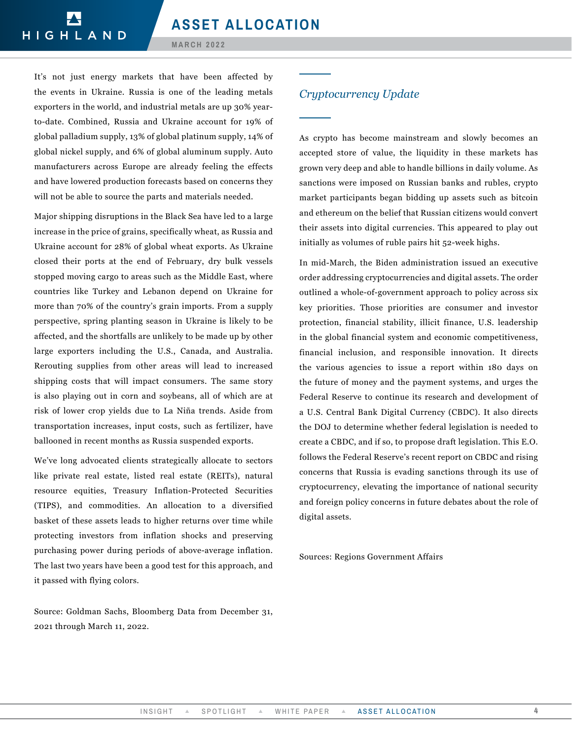It's not just energy markets that have been affected by the events in Ukraine. Russia is one of the leading metals exporters in the world, and industrial metals are up 30% year-to-date. Combined, Russia and Ukraine account for 19% of global palladium supply, 13% of global platinum supply, 14% of global nickel supply, and 6% of global aluminum supply. Auto manufacturers across Europe are already feeling the effects and have lowered production forecasts based on concerns they will not be able to source the parts and materials needed.

Major shipping disruptions in the Black Sea have led to a large increase in the price of grains, specifically wheat, as Russia and Ukraine account for 28% of global wheat exports. As Ukraine closed their ports at the end of February, dry bulk vessels stopped moving cargo to areas such as the Middle East, where countries like Turkey and Lebanon depend on Ukraine for more than 70% of the country's grain imports. From a supply perspective, spring planting season in Ukraine is likely to be affected, and the shortfalls are unlikely to be made up by other large exporters including the U.S., Canada, and Australia. Rerouting supplies from other areas will lead to increased shipping costs that will impact consumers. The same story is also playing out in corn and soybeans, all of which are at risk of lower crop yields due to La Niña trends. Aside from transportation increases, input costs, such as fertilizer, have ballooned in recent months as Russia suspended exports.

We've long advocated clients strategically allocate to sectors like private real estate, listed real estate (REITs), natural resource equities, Treasury Inflation-Protected Securities (TIPS), and commodities. An allocation to a diversified basket of these assets leads to higher returns over time while protecting investors from inflation shocks and preserving purchasing power during periods of above-average inflation. The last two years have been a good test for this approach, and it passed with flying colors.

Source: Goldman Sachs, Bloomberg Data from December 31, 2021 through March 11, 2022.

## *Cryptocurrency Update*

As crypto has become mainstream and slowly becomes an accepted store of value, the liquidity in these markets has grown very deep and able to handle billions in daily volume. As sanctions were imposed on Russian banks and rubles, crypto market participants began bidding up assets such as bitcoin and ethereum on the belief that Russian citizens would convert their assets into digital currencies. This appeared to play out initially as volumes of ruble pairs hit 52-week highs.

In mid-March, the Biden administration issued an executive order addressing cryptocurrencies and digital assets. The order outlined a whole-of-government approach to policy across six key priorities. Those priorities are consumer and investor protection, financial stability, illicit finance, U.S. leadership in the global financial system and economic competitiveness, financial inclusion, and responsible innovation. It directs the various agencies to issue a report within 180 days on the future of money and the payment systems, and urges the Federal Reserve to continue its research and development of a U.S. Central Bank Digital Currency (CBDC). It also directs the DOJ to determine whether federal legislation is needed to create a CBDC, and if so, to propose draft legislation. This E.O. follows the Federal Reserve's recent report on CBDC and rising concerns that Russia is evading sanctions through its use of cryptocurrency, elevating the importance of national security and foreign policy concerns in future debates about the role of digital assets.

Sources: Regions Government Affairs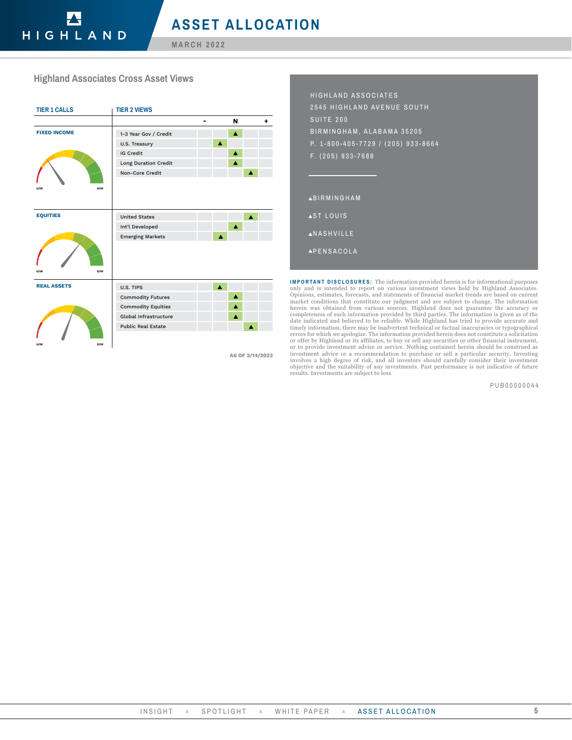# ASSET ALLOCATION

MARCH 2022

## Highland Associates Cross Asset Views

| TIER 1 CALLS | TIER 2 VIEWS | - | | N | | + |
|---|---|---|---|---|---|---|
| FIXED INCOME | 1-3 Year Gov / Credit | | | ▲ | | |
| | U.S. Treasury | | ▲ | | | |
| | IG Credit | | | ▲ | | |
| | Long Duration Credit | | | ▲ | | |
| | Non-Core Credit | | | | ▲ | |
| EQUITIES | United States | | | | ▲ | |
| | Int'l Developed | | | ▲ | | |
| | Emerging Markets | | ▲ | | | |
| REAL ASSETS | U.S. TIPS | | ▲ | | | |
| | Commodity Futures | | | ▲ | | |
| | Commodity Equities | | | ▲ | | |
| | Global Infrastructure | | | ▲ | | |
| | Public Real Estate | | | | ▲ | |

U/W

O/W

AS OF 2/14/2022

HIGHLAND ASSOCIATES
2545 HIGHLAND AVENUE SOUTH
SUITE 200
BIRMINGHAM, ALABAMA 35205
P. 1-800-405-7729 / (205) 933-8664
F. (205) 933-7688

▲BIRMINGHAM

▲ST LOUIS

▲NASHVILLE

▲PENSACOLA

**IMPORTANT DISCLOSURES:** The information provided herein is for informational purposes only and is intended to report on various investment views held by Highland Associates. Opinions, estimates, forecasts, and statements of financial market trends are based on current market conditions that constitute our judgment and are subject to change. The information herein was obtained from various sources. Highland does not guarantee the accuracy or completeness of such information provided by third parties. The information is given as of the date indicated and believed to be reliable. While Highland has tried to provide accurate and timely information, there may be inadvertent technical or factual inaccuracies or typographical errors for which we apologize. The information provided herein does not constitute a solicitation or offer by Highland or its affiliates, to buy or sell any securities or other financial instrument, or to provide investment advice or service. Nothing contained herein should be construed as investment advice or a recommendation to purchase or sell a particular security. Investing involves a high degree of risk, and all investors should carefully consider their investment objective and the suitability of any investments. Past performance is not indicative of future results. Investments are subject to loss.

PUB00000044